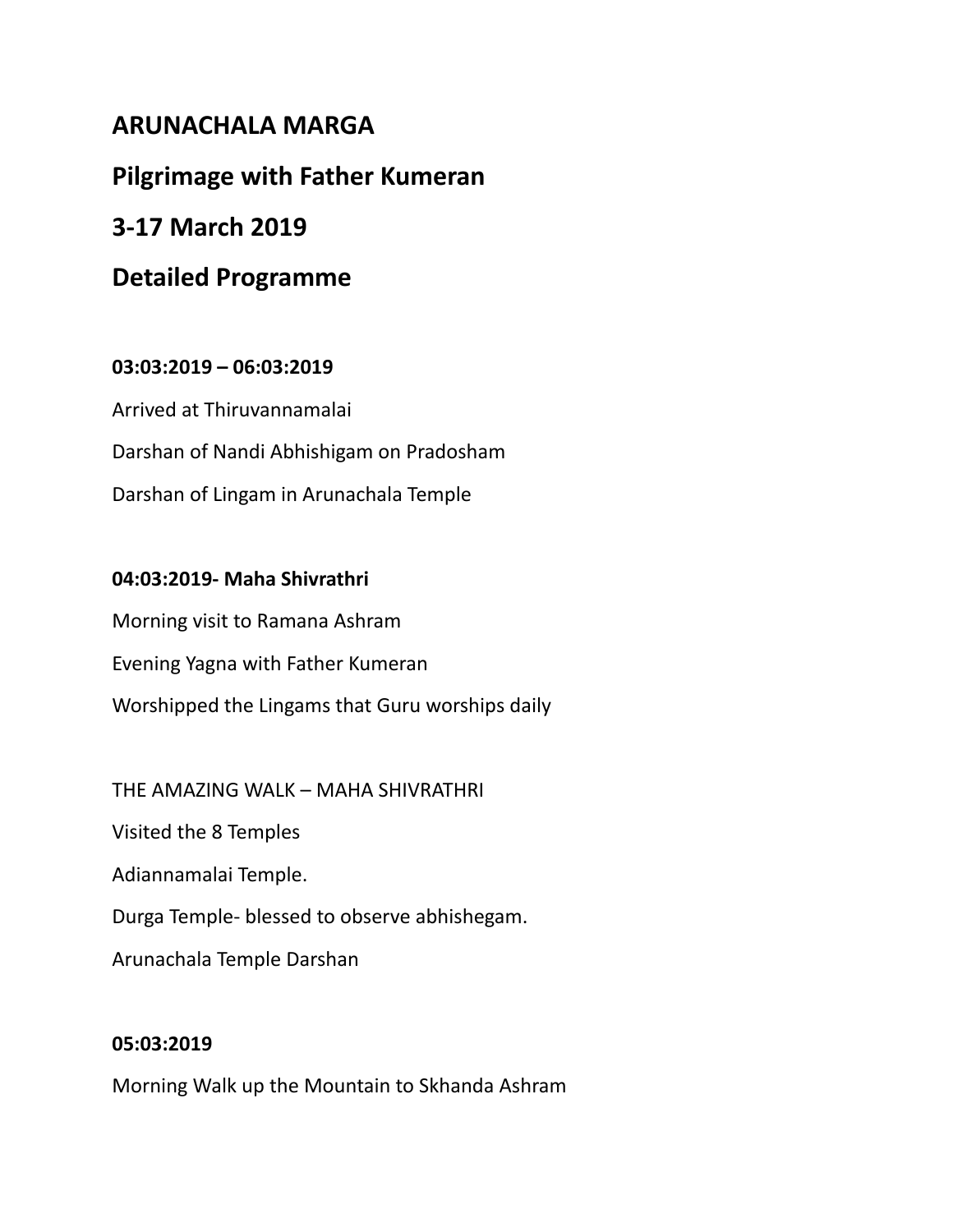# ARUNACHALA MARGA

## Pilgrimage with Father Kumeran

## 3-17 March 2019

## Detailed Programme

**03:03:2019 – 06:03:2019**

Arrived at Thiruvannamalai

Darshan of Nandi Abhishigam on Pradosham

Darshan of Lingam in Arunachala Temple

**04:03:2019- Maha Shivrathri**

Morning visit to Ramana Ashram

Evening Yagna with Father Kumeran

Worshipped the Lingams that Guru worships daily

THE AMAZING WALK – MAHA SHIVRATHRI

Visited the 8 Temples

Adiannamalai Temple.

Durga Temple- blessed to observe abhishegam.

Arunachala Temple Darshan

**05:03:2019**

Morning Walk up the Mountain to Skhanda Ashram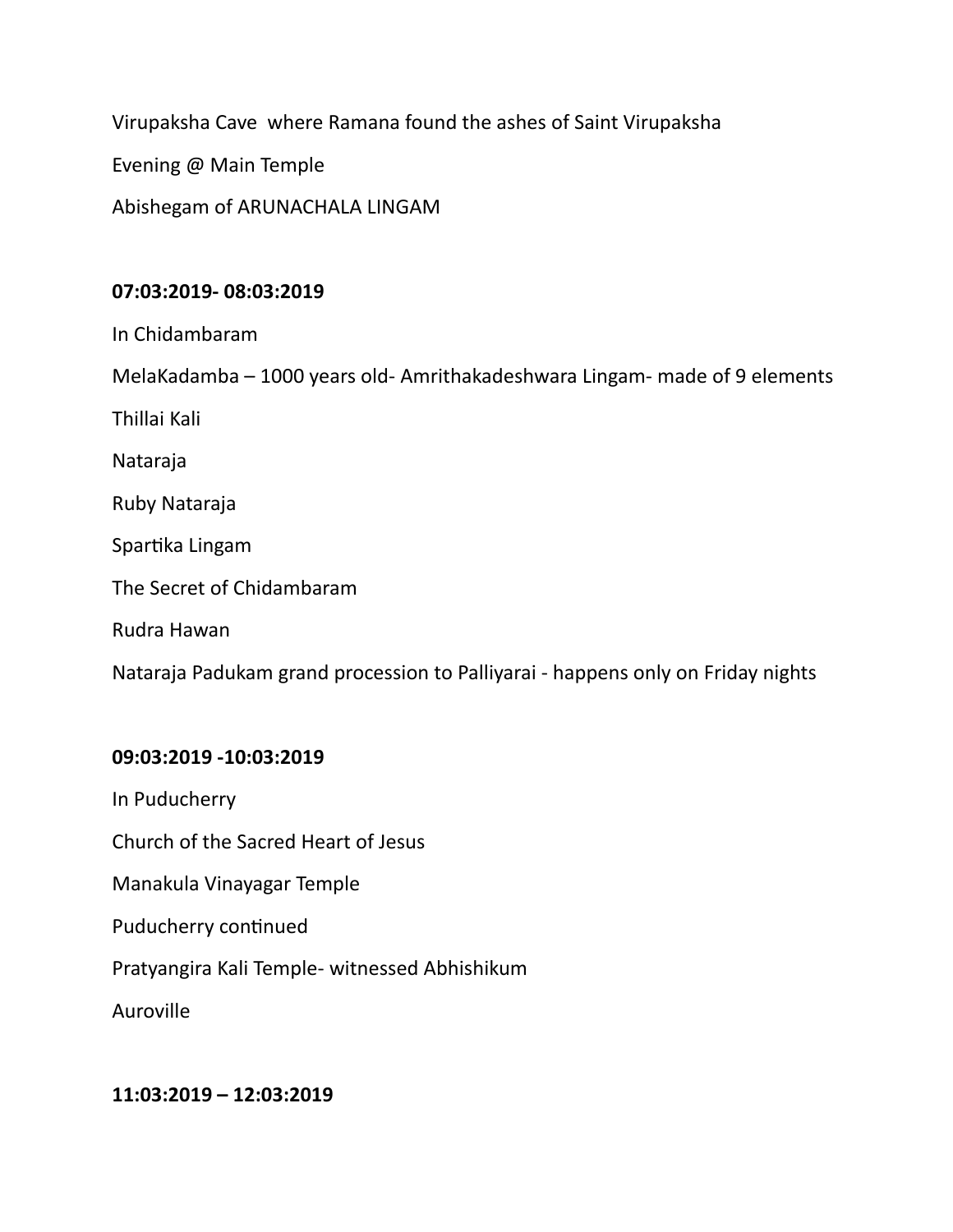Virupaksha Cave  where Ramana found the ashes of Saint Virupaksha

Evening @ Main Temple

Abishegam of ARUNACHALA LINGAM

**07:03:2019- 08:03:2019**

In Chidambaram

MelaKadamba – 1000 years old- Amrithakadeshwara Lingam- made of 9 elements

Thillai Kali

Nataraja

Ruby Nataraja

Spartika Lingam

The Secret of Chidambaram

Rudra Hawan

Nataraja Padukam grand procession to Palliyarai - happens only on Friday nights

**09:03:2019 -10:03:2019**

In Puducherry

Church of the Sacred Heart of Jesus

Manakula Vinayagar Temple

Puducherry continued

Pratyangira Kali Temple- witnessed Abhishikum

Auroville

**11:03:2019 – 12:03:2019**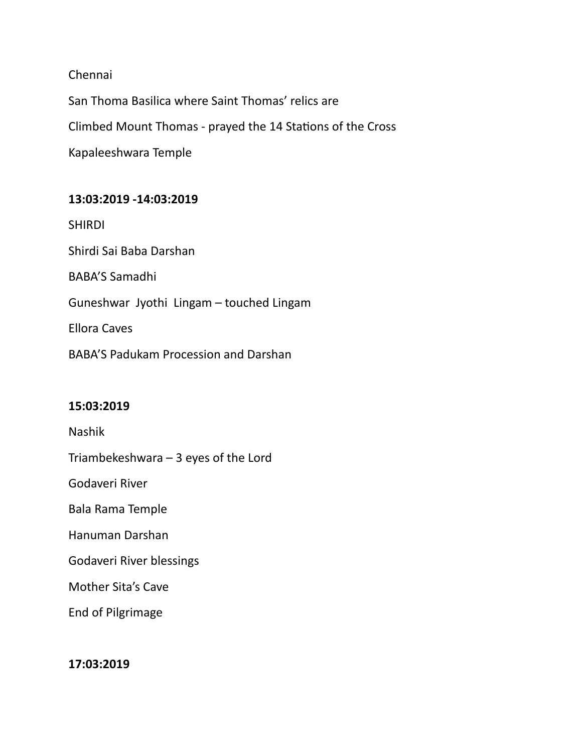Chennai

San Thoma Basilica where Saint Thomas' relics are

Climbed Mount Thomas - prayed the 14 Stations of the Cross

Kapaleeshwara Temple

**13:03:2019 -14:03:2019**

SHIRDI

Shirdi Sai Baba Darshan

BABA'S Samadhi

Guneshwar Jyothi Lingam – touched Lingam

Ellora Caves

BABA'S Padukam Procession and Darshan

**15:03:2019**

Nashik

Triambekeshwara – 3 eyes of the Lord

Godaveri River

Bala Rama Temple

Hanuman Darshan

Godaveri River blessings

Mother Sita's Cave

End of Pilgrimage

**17:03:2019**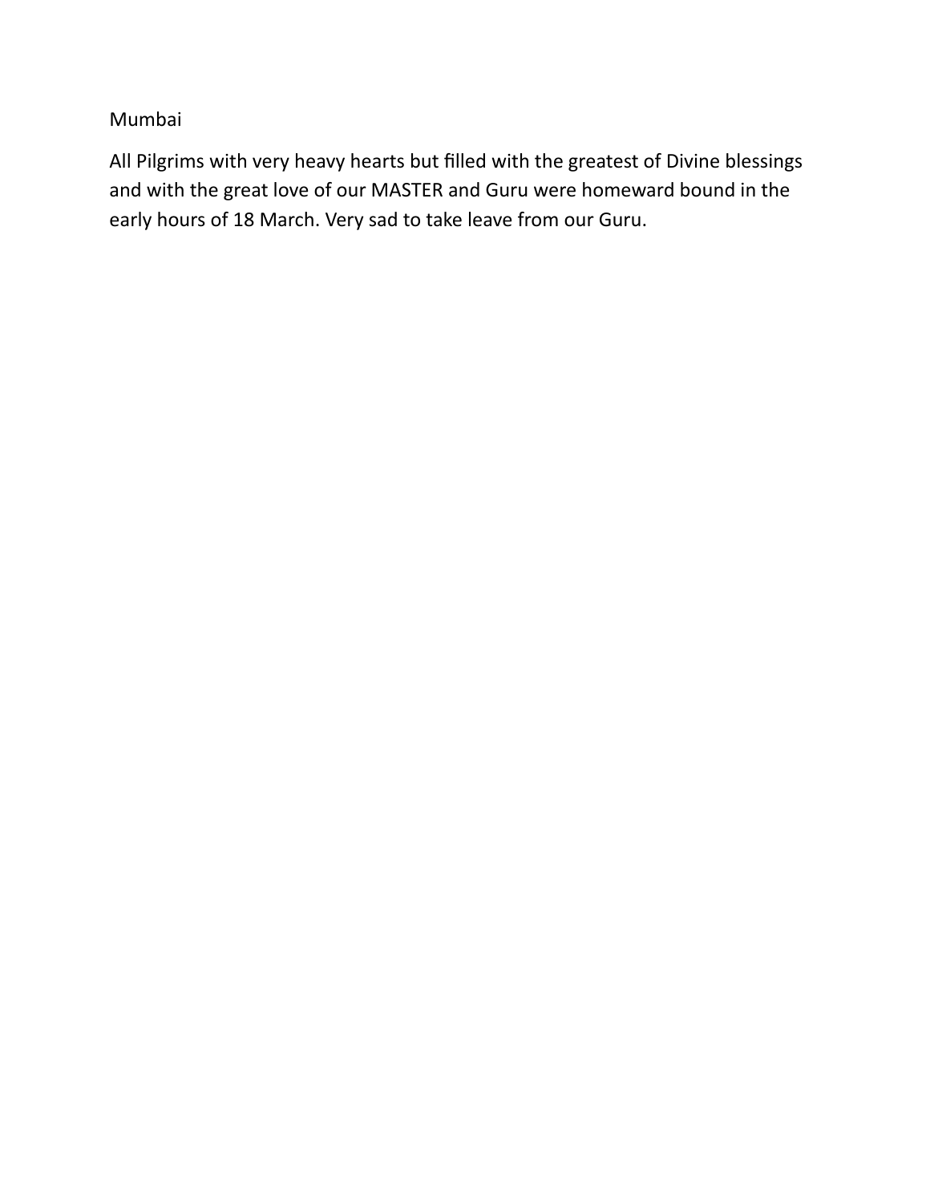Mumbai

All Pilgrims with very heavy hearts but filled with the greatest of Divine blessings and with the great love of our MASTER and Guru were homeward bound in the early hours of 18 March. Very sad to take leave from our Guru.